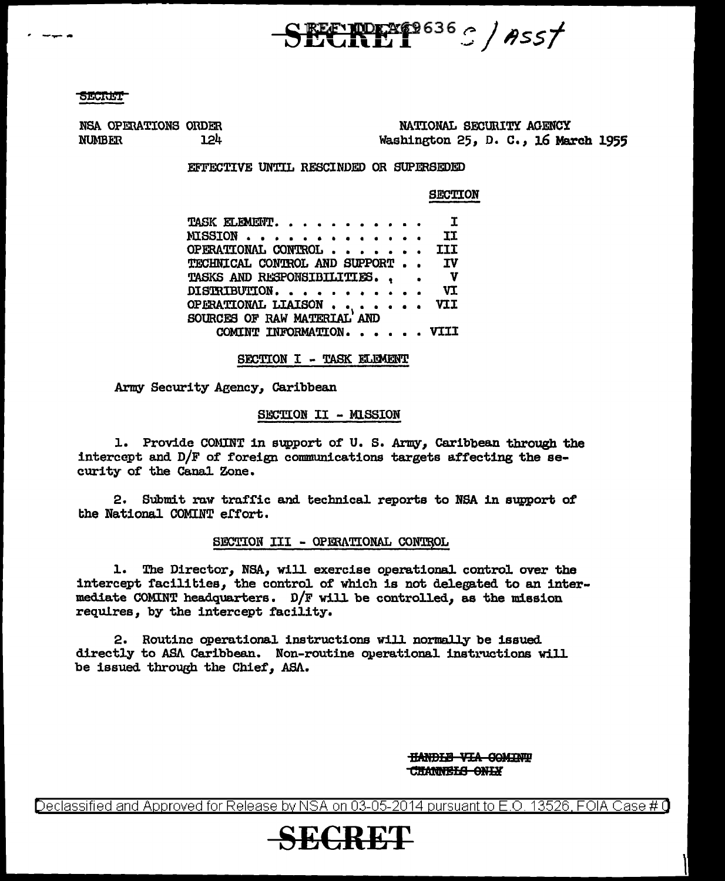SECRET REF ID:A69636 S/Asst

SECRET

NSA OPERATIONS ORDER NUMBER 124

NATIONAL SECURITY AGENCY
Washington 25, D. C., 16 March 1955

EFFECTIVE UNTIL RESCINDED OR SUPERSEDED

| | SECTION |
|---|---|
| TASK ELEMENT. . . . . . . . . . . | I |
| MISSION . . . . . . . . . . . . . | II |
| OPERATIONAL CONTROL . . . . . . . | III |
| TECHNICAL CONTROL AND SUPPORT . . | IV |
| TASKS AND RESPONSIBILITIES. . . | V |
| DISTRIBUTION. . . . . . . . . . . | VI |
| OPERATIONAL LIAISON . . . . . . . | VII |
| SOURCES OF RAW MATERIAL AND COMINT INFORMATION. . . . . . | VIII |

## SECTION I - TASK ELEMENT

Army Security Agency, Caribbean

## SECTION II - MISSION

1. Provide COMINT in support of U. S. Army, Caribbean through the intercept and D/F of foreign communications targets affecting the security of the Canal Zone.

2. Submit raw traffic and technical reports to NSA in support of the National COMINT effort.

## SECTION III - OPERATIONAL CONTROL

1. The Director, NSA, will exercise operational control over the intercept facilities, the control of which is not delegated to an intermediate COMINT headquarters. D/F will be controlled, as the mission requires, by the intercept facility.

2. Routine operational instructions will normally be issued directly to ASA Caribbean. Non-routine operational instructions will be issued through the Chief, ASA.

~~HANDLE VIA COMINT CHANNELS ONLY~~

Declassified and Approved for Release by NSA on 03-05-2014 pursuant to E.O. 13526, FOIA Case # 0

SECRET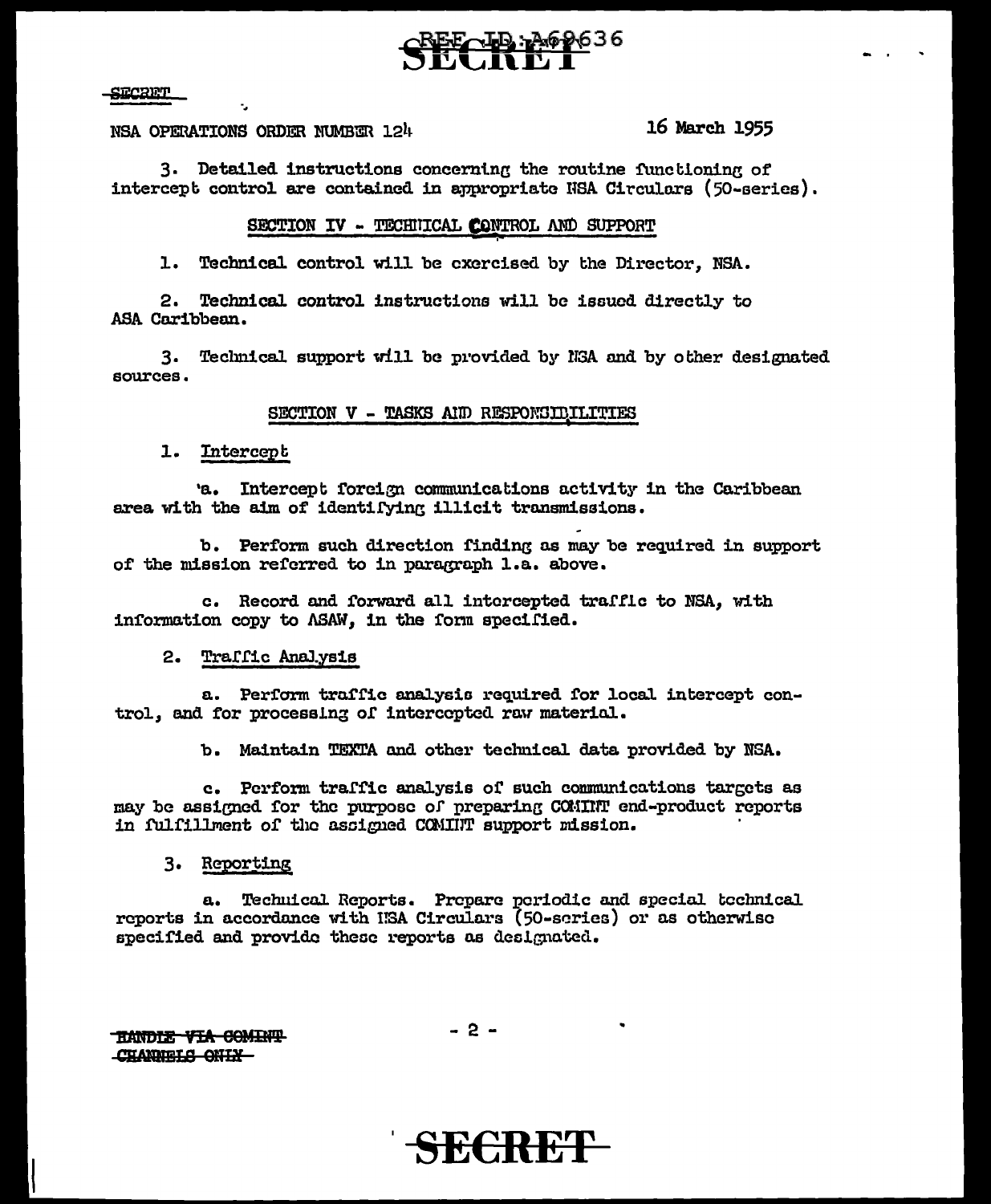NSA OPERATIONS ORDER NUMBER 124 16 March 1955

3. Detailed instructions concerning the routine functioning of intercept control are contained in appropriate NSA Circulars (50-series).

## SECTION IV - TECHNICAL CONTROL AND SUPPORT

1. Technical control will be exercised by the Director, NSA.

2. Technical control instructions will be issued directly to ASA Caribbean.

3. Technical support will be provided by NSA and by other designated sources.

## SECTION V - TASKS AND RESPONSIBILITIES

1. Intercept

a. Intercept foreign communications activity in the Caribbean area with the aim of identifying illicit transmissions.

b. Perform such direction finding as may be required in support of the mission referred to in paragraph 1.a. above.

c. Record and forward all intercepted traffic to NSA, with information copy to ASAW, in the form specified.

2. Traffic Analysis

a. Perform traffic analysis required for local intercept control, and for processing of intercepted raw material.

b. Maintain TEXTA and other technical data provided by NSA.

c. Perform traffic analysis of such communications targets as may be assigned for the purpose of preparing COMINT end-product reports in fulfillment of the assigned COMINT support mission.

3. Reporting

a. Technical Reports. Prepare periodic and special technical reports in accordance with NSA Circulars (50-series) or as otherwise specified and provide these reports as designated.

~~HANDLE VIA COMINT CHANNELS ONLY~~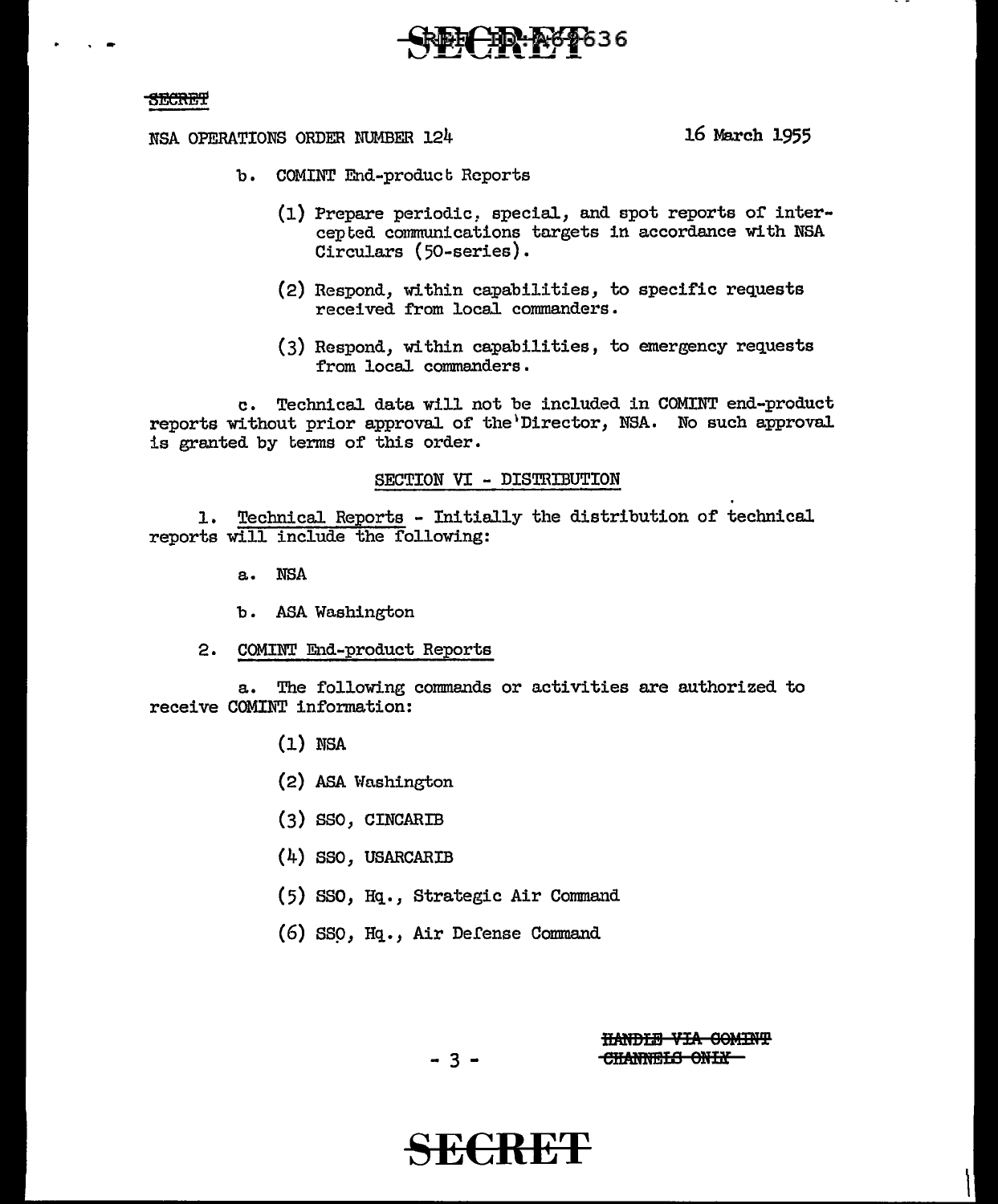NSA OPERATIONS ORDER NUMBER 124 16 March 1955

b. COMINT End-product Reports

(1) Prepare periodic, special, and spot reports of intercepted communications targets in accordance with NSA Circulars (50-series).

(2) Respond, within capabilities, to specific requests received from local commanders.

(3) Respond, within capabilities, to emergency requests from local commanders.

c. Technical data will not be included in COMINT end-product reports without prior approval of the Director, NSA. No such approval is granted by terms of this order.

## SECTION VI - DISTRIBUTION

1. Technical Reports - Initially the distribution of technical reports will include the following:

a. NSA

b. ASA Washington

2. COMINT End-product Reports

a. The following commands or activities are authorized to receive COMINT information:

(1) NSA

(2) ASA Washington

(3) SSO, CINCARIB

(4) SSO, USARCARIB

(5) SSO, Hq., Strategic Air Command

(6) SSO, Hq., Air Defense Command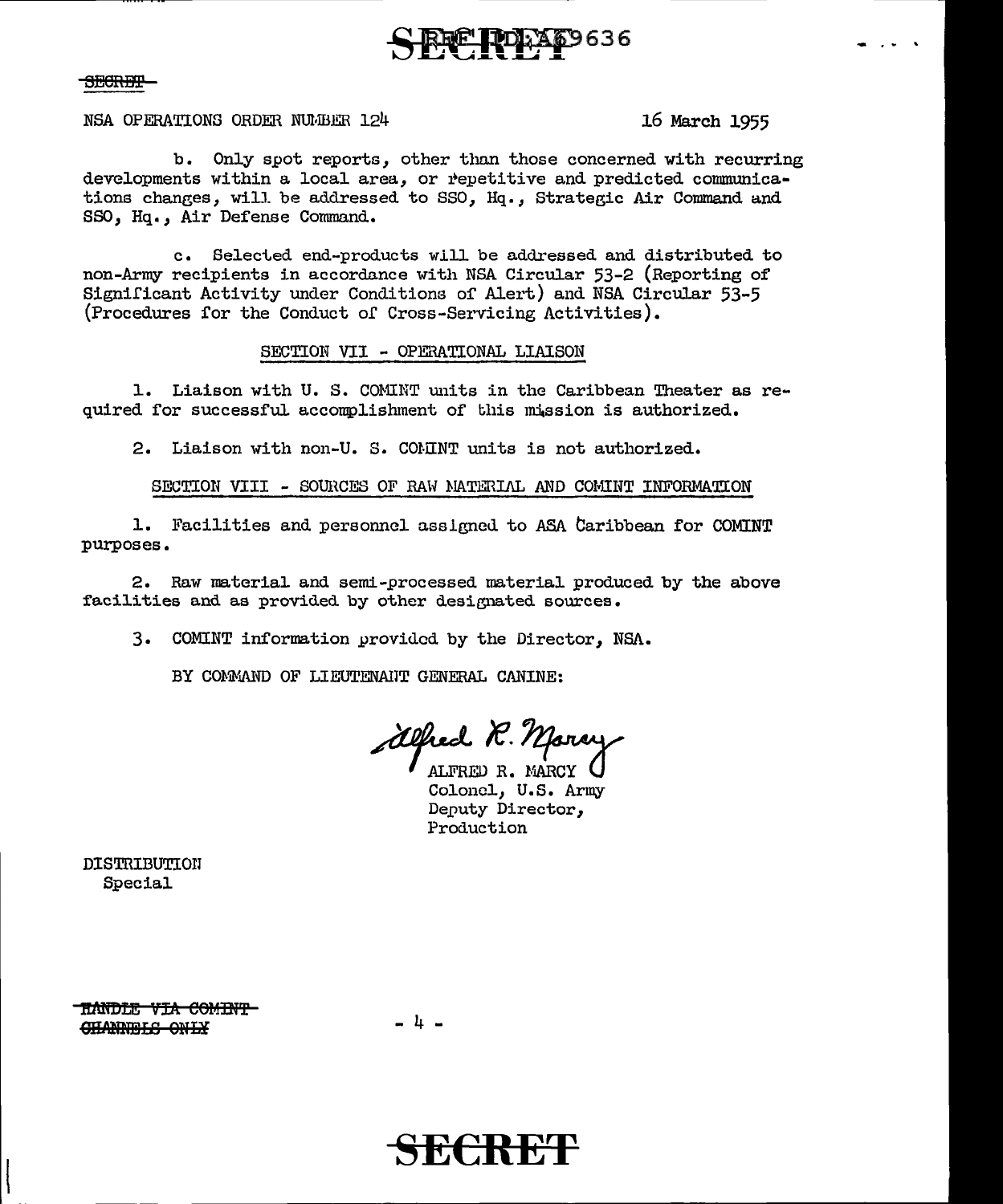SECRET

NSA OPERATIONS ORDER NUMBER 124 16 March 1955

b. Only spot reports, other than those concerned with recurring developments within a local area, or repetitive and predicted communications changes, will be addressed to SSO, Hq., Strategic Air Command and SSO, Hq., Air Defense Command.

c. Selected end-products will be addressed and distributed to non-Army recipients in accordance with NSA Circular 53-2 (Reporting of Significant Activity under Conditions of Alert) and NSA Circular 53-5 (Procedures for the Conduct of Cross-Servicing Activities).

## SECTION VII - OPERATIONAL LIAISON

1. Liaison with U. S. COMINT units in the Caribbean Theater as required for successful accomplishment of this mission is authorized.

2. Liaison with non-U. S. COMINT units is not authorized.

## SECTION VIII - SOURCES OF RAW MATERIAL AND COMINT INFORMATION

1. Facilities and personnel assigned to ASA Caribbean for COMINT purposes.

2. Raw material and semi-processed material produced by the above facilities and as provided by other designated sources.

3. COMINT information provided by the Director, NSA.

BY COMMAND OF LIEUTENANT GENERAL CANINE:

Alfred R. Marcy

ALFRED R. MARCY
Colonel, U.S. Army
Deputy Director,
Production

DISTRIBUTION
Special

~~HANDLE VIA COMINT CHANNELS ONLY~~

SECRET